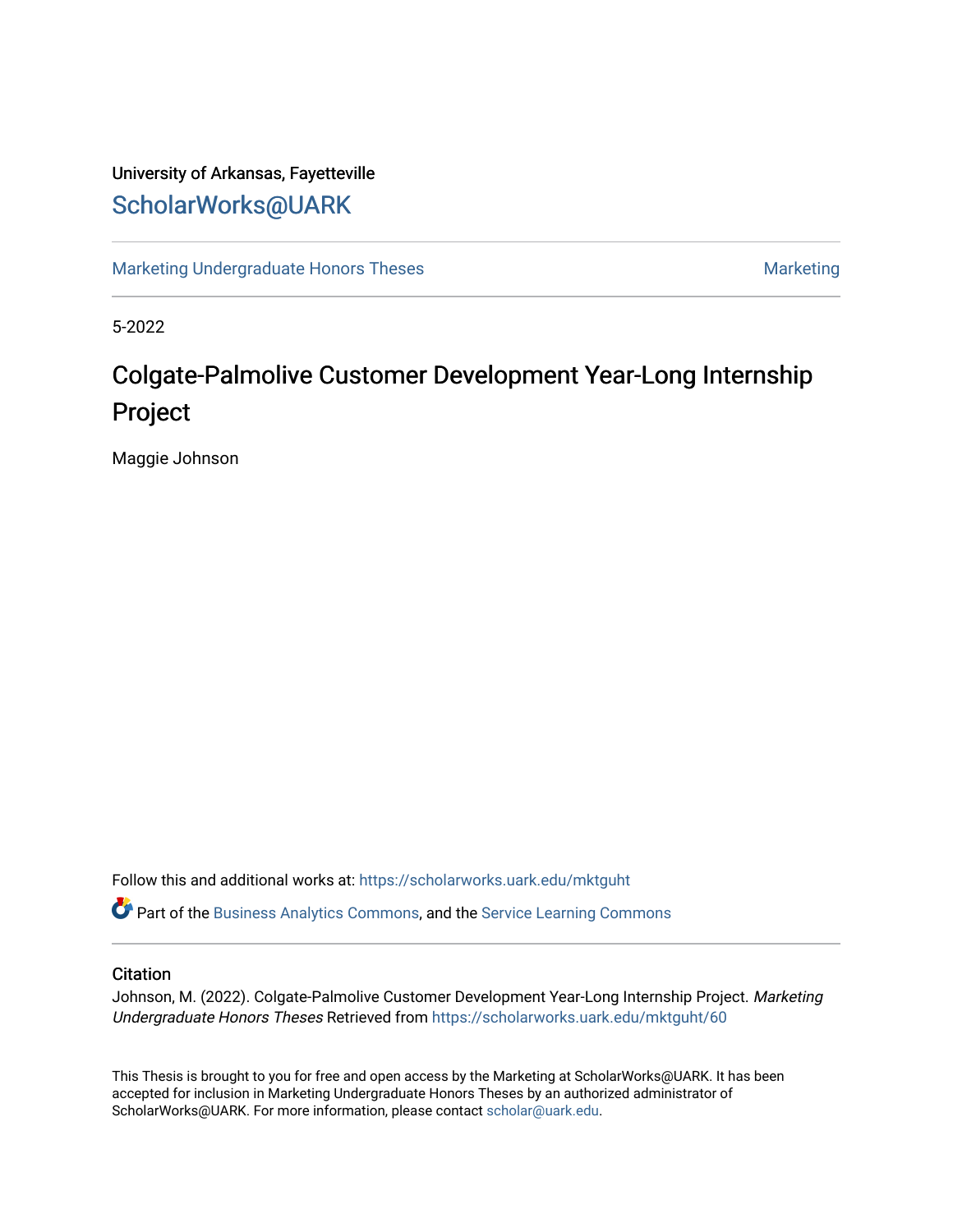University of Arkansas, Fayetteville

ScholarWorks@UARK

Marketing Undergraduate Honors Theses | Marketing

5-2022

# Colgate-Palmolive Customer Development Year-Long Internship Project

Maggie Johnson

Follow this and additional works at: https://scholarworks.uark.edu/mktguht

Part of the Business Analytics Commons, and the Service Learning Commons

## Citation

Johnson, M. (2022). Colgate-Palmolive Customer Development Year-Long Internship Project. *Marketing Undergraduate Honors Theses* Retrieved from https://scholarworks.uark.edu/mktguht/60

This Thesis is brought to you for free and open access by the Marketing at ScholarWorks@UARK. It has been accepted for inclusion in Marketing Undergraduate Honors Theses by an authorized administrator of ScholarWorks@UARK. For more information, please contact scholar@uark.edu.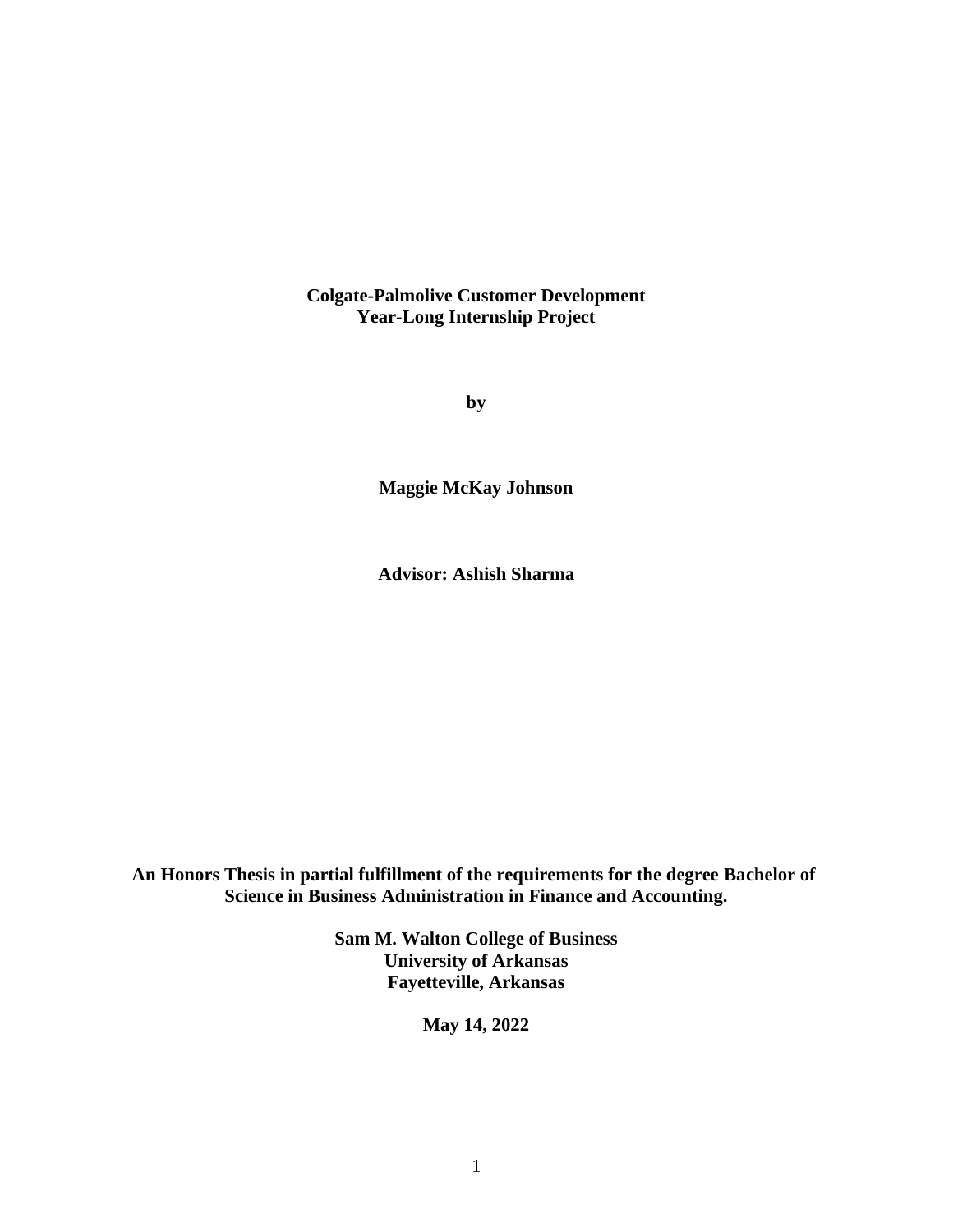**Colgate-Palmolive Customer Development**
**Year-Long Internship Project**

**by**

**Maggie McKay Johnson**

**Advisor: Ashish Sharma**

**An Honors Thesis in partial fulfillment of the requirements for the degree Bachelor of Science in Business Administration in Finance and Accounting.**

**Sam M. Walton College of Business**
**University of Arkansas**
**Fayetteville, Arkansas**

**May 14, 2022**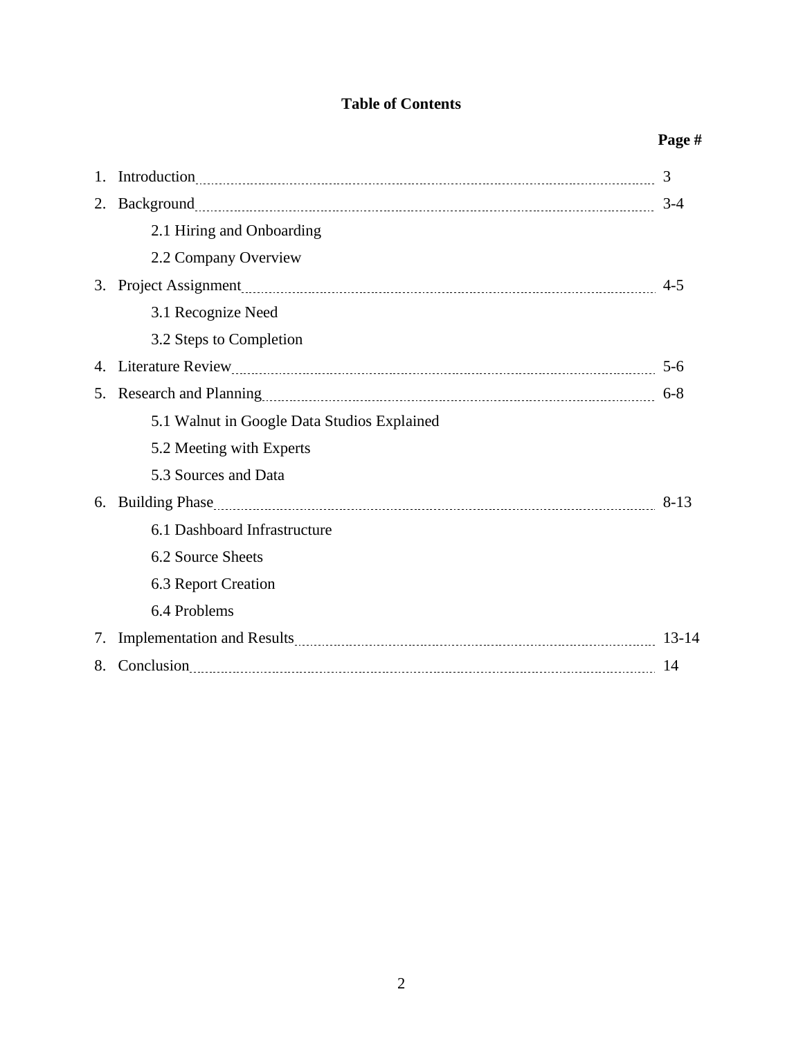# Table of Contents

| | Page # |
|---|---|
| 1. Introduction | 3 |
| 2. Background | 3-4 |
| 2.1 Hiring and Onboarding | |
| 2.2 Company Overview | |
| 3. Project Assignment | 4-5 |
| 3.1 Recognize Need | |
| 3.2 Steps to Completion | |
| 4. Literature Review | 5-6 |
| 5. Research and Planning | 6-8 |
| 5.1 Walnut in Google Data Studios Explained | |
| 5.2 Meeting with Experts | |
| 5.3 Sources and Data | |
| 6. Building Phase | 8-13 |
| 6.1 Dashboard Infrastructure | |
| 6.2 Source Sheets | |
| 6.3 Report Creation | |
| 6.4 Problems | |
| 7. Implementation and Results | 13-14 |
| 8. Conclusion | 14 |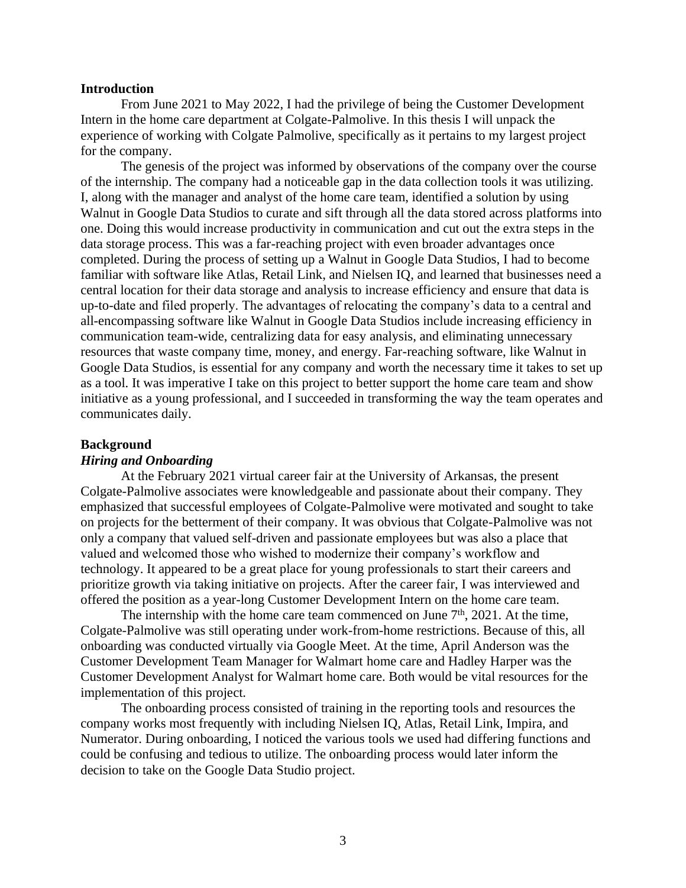## Introduction

From June 2021 to May 2022, I had the privilege of being the Customer Development Intern in the home care department at Colgate-Palmolive. In this thesis I will unpack the experience of working with Colgate Palmolive, specifically as it pertains to my largest project for the company.

The genesis of the project was informed by observations of the company over the course of the internship. The company had a noticeable gap in the data collection tools it was utilizing. I, along with the manager and analyst of the home care team, identified a solution by using Walnut in Google Data Studios to curate and sift through all the data stored across platforms into one. Doing this would increase productivity in communication and cut out the extra steps in the data storage process. This was a far-reaching project with even broader advantages once completed. During the process of setting up a Walnut in Google Data Studios, I had to become familiar with software like Atlas, Retail Link, and Nielsen IQ, and learned that businesses need a central location for their data storage and analysis to increase efficiency and ensure that data is up-to-date and filed properly. The advantages of relocating the company's data to a central and all-encompassing software like Walnut in Google Data Studios include increasing efficiency in communication team-wide, centralizing data for easy analysis, and eliminating unnecessary resources that waste company time, money, and energy. Far-reaching software, like Walnut in Google Data Studios, is essential for any company and worth the necessary time it takes to set up as a tool. It was imperative I take on this project to better support the home care team and show initiative as a young professional, and I succeeded in transforming the way the team operates and communicates daily.

## Background

### *Hiring and Onboarding*

At the February 2021 virtual career fair at the University of Arkansas, the present Colgate-Palmolive associates were knowledgeable and passionate about their company. They emphasized that successful employees of Colgate-Palmolive were motivated and sought to take on projects for the betterment of their company. It was obvious that Colgate-Palmolive was not only a company that valued self-driven and passionate employees but was also a place that valued and welcomed those who wished to modernize their company's workflow and technology. It appeared to be a great place for young professionals to start their careers and prioritize growth via taking initiative on projects. After the career fair, I was interviewed and offered the position as a year-long Customer Development Intern on the home care team.

The internship with the home care team commenced on June 7th, 2021. At the time, Colgate-Palmolive was still operating under work-from-home restrictions. Because of this, all onboarding was conducted virtually via Google Meet. At the time, April Anderson was the Customer Development Team Manager for Walmart home care and Hadley Harper was the Customer Development Analyst for Walmart home care. Both would be vital resources for the implementation of this project.

The onboarding process consisted of training in the reporting tools and resources the company works most frequently with including Nielsen IQ, Atlas, Retail Link, Impira, and Numerator. During onboarding, I noticed the various tools we used had differing functions and could be confusing and tedious to utilize. The onboarding process would later inform the decision to take on the Google Data Studio project.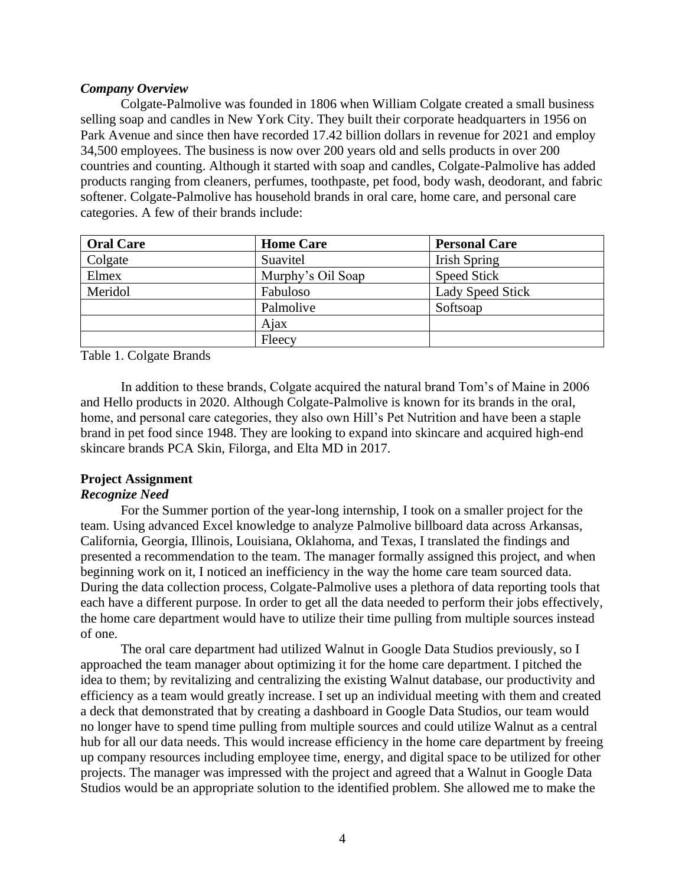### *Company Overview*

Colgate-Palmolive was founded in 1806 when William Colgate created a small business selling soap and candles in New York City. They built their corporate headquarters in 1956 on Park Avenue and since then have recorded 17.42 billion dollars in revenue for 2021 and employ 34,500 employees. The business is now over 200 years old and sells products in over 200 countries and counting. Although it started with soap and candles, Colgate-Palmolive has added products ranging from cleaners, perfumes, toothpaste, pet food, body wash, deodorant, and fabric softener. Colgate-Palmolive has household brands in oral care, home care, and personal care categories. A few of their brands include:

| **Oral Care** | **Home Care** | **Personal Care** |
|---|---|---|
| Colgate | Suavitel | Irish Spring |
| Elmex | Murphy's Oil Soap | Speed Stick |
| Meridol | Fabuloso | Lady Speed Stick |
| | Palmolive | Softsoap |
| | Ajax | |
| | Fleecy | |

Table 1. Colgate Brands

In addition to these brands, Colgate acquired the natural brand Tom's of Maine in 2006 and Hello products in 2020. Although Colgate-Palmolive is known for its brands in the oral, home, and personal care categories, they also own Hill's Pet Nutrition and have been a staple brand in pet food since 1948. They are looking to expand into skincare and acquired high-end skincare brands PCA Skin, Filorga, and Elta MD in 2017.

## Project Assignment

### *Recognize Need*

For the Summer portion of the year-long internship, I took on a smaller project for the team. Using advanced Excel knowledge to analyze Palmolive billboard data across Arkansas, California, Georgia, Illinois, Louisiana, Oklahoma, and Texas, I translated the findings and presented a recommendation to the team. The manager formally assigned this project, and when beginning work on it, I noticed an inefficiency in the way the home care team sourced data. During the data collection process, Colgate-Palmolive uses a plethora of data reporting tools that each have a different purpose. In order to get all the data needed to perform their jobs effectively, the home care department would have to utilize their time pulling from multiple sources instead of one.

The oral care department had utilized Walnut in Google Data Studios previously, so I approached the team manager about optimizing it for the home care department. I pitched the idea to them; by revitalizing and centralizing the existing Walnut database, our productivity and efficiency as a team would greatly increase. I set up an individual meeting with them and created a deck that demonstrated that by creating a dashboard in Google Data Studios, our team would no longer have to spend time pulling from multiple sources and could utilize Walnut as a central hub for all our data needs. This would increase efficiency in the home care department by freeing up company resources including employee time, energy, and digital space to be utilized for other projects. The manager was impressed with the project and agreed that a Walnut in Google Data Studios would be an appropriate solution to the identified problem. She allowed me to make the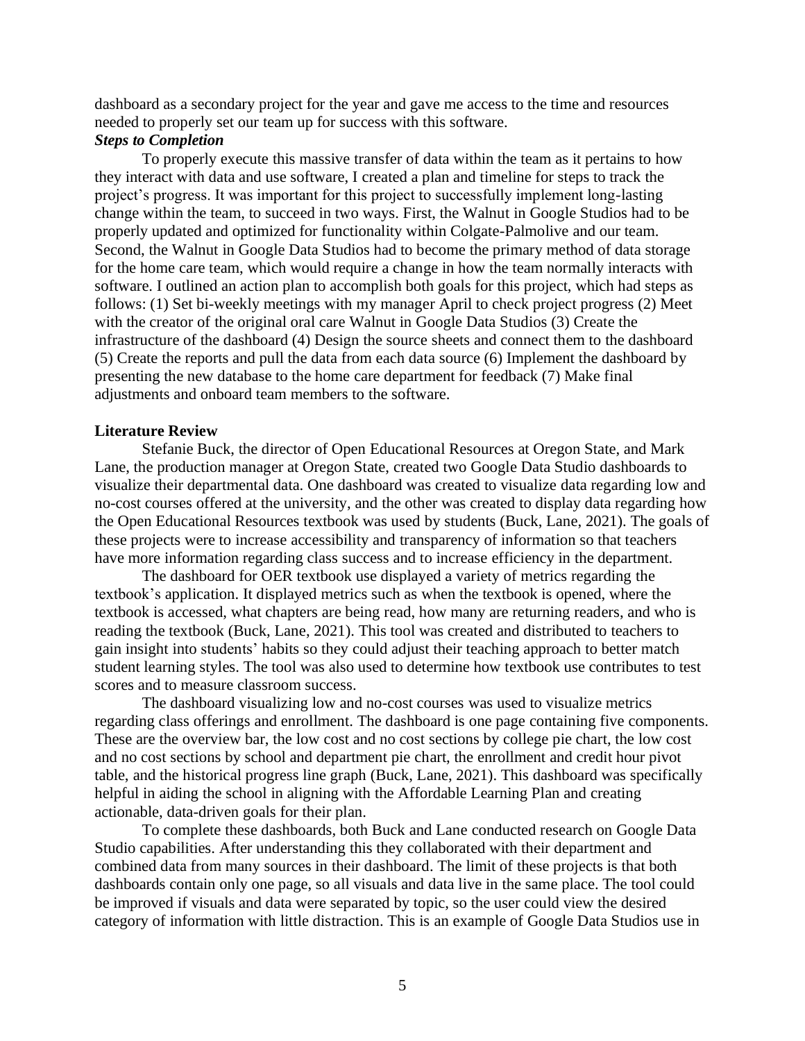dashboard as a secondary project for the year and gave me access to the time and resources needed to properly set our team up for success with this software.

***Steps to Completion***

To properly execute this massive transfer of data within the team as it pertains to how they interact with data and use software, I created a plan and timeline for steps to track the project's progress. It was important for this project to successfully implement long-lasting change within the team, to succeed in two ways. First, the Walnut in Google Studios had to be properly updated and optimized for functionality within Colgate-Palmolive and our team. Second, the Walnut in Google Data Studios had to become the primary method of data storage for the home care team, which would require a change in how the team normally interacts with software. I outlined an action plan to accomplish both goals for this project, which had steps as follows: (1) Set bi-weekly meetings with my manager April to check project progress (2) Meet with the creator of the original oral care Walnut in Google Data Studios (3) Create the infrastructure of the dashboard (4) Design the source sheets and connect them to the dashboard (5) Create the reports and pull the data from each data source (6) Implement the dashboard by presenting the new database to the home care department for feedback (7) Make final adjustments and onboard team members to the software.

**Literature Review**

Stefanie Buck, the director of Open Educational Resources at Oregon State, and Mark Lane, the production manager at Oregon State, created two Google Data Studio dashboards to visualize their departmental data. One dashboard was created to visualize data regarding low and no-cost courses offered at the university, and the other was created to display data regarding how the Open Educational Resources textbook was used by students (Buck, Lane, 2021). The goals of these projects were to increase accessibility and transparency of information so that teachers have more information regarding class success and to increase efficiency in the department.

The dashboard for OER textbook use displayed a variety of metrics regarding the textbook's application. It displayed metrics such as when the textbook is opened, where the textbook is accessed, what chapters are being read, how many are returning readers, and who is reading the textbook (Buck, Lane, 2021). This tool was created and distributed to teachers to gain insight into students' habits so they could adjust their teaching approach to better match student learning styles. The tool was also used to determine how textbook use contributes to test scores and to measure classroom success.

The dashboard visualizing low and no-cost courses was used to visualize metrics regarding class offerings and enrollment. The dashboard is one page containing five components. These are the overview bar, the low cost and no cost sections by college pie chart, the low cost and no cost sections by school and department pie chart, the enrollment and credit hour pivot table, and the historical progress line graph (Buck, Lane, 2021). This dashboard was specifically helpful in aiding the school in aligning with the Affordable Learning Plan and creating actionable, data-driven goals for their plan.

To complete these dashboards, both Buck and Lane conducted research on Google Data Studio capabilities. After understanding this they collaborated with their department and combined data from many sources in their dashboard. The limit of these projects is that both dashboards contain only one page, so all visuals and data live in the same place. The tool could be improved if visuals and data were separated by topic, so the user could view the desired category of information with little distraction. This is an example of Google Data Studios use in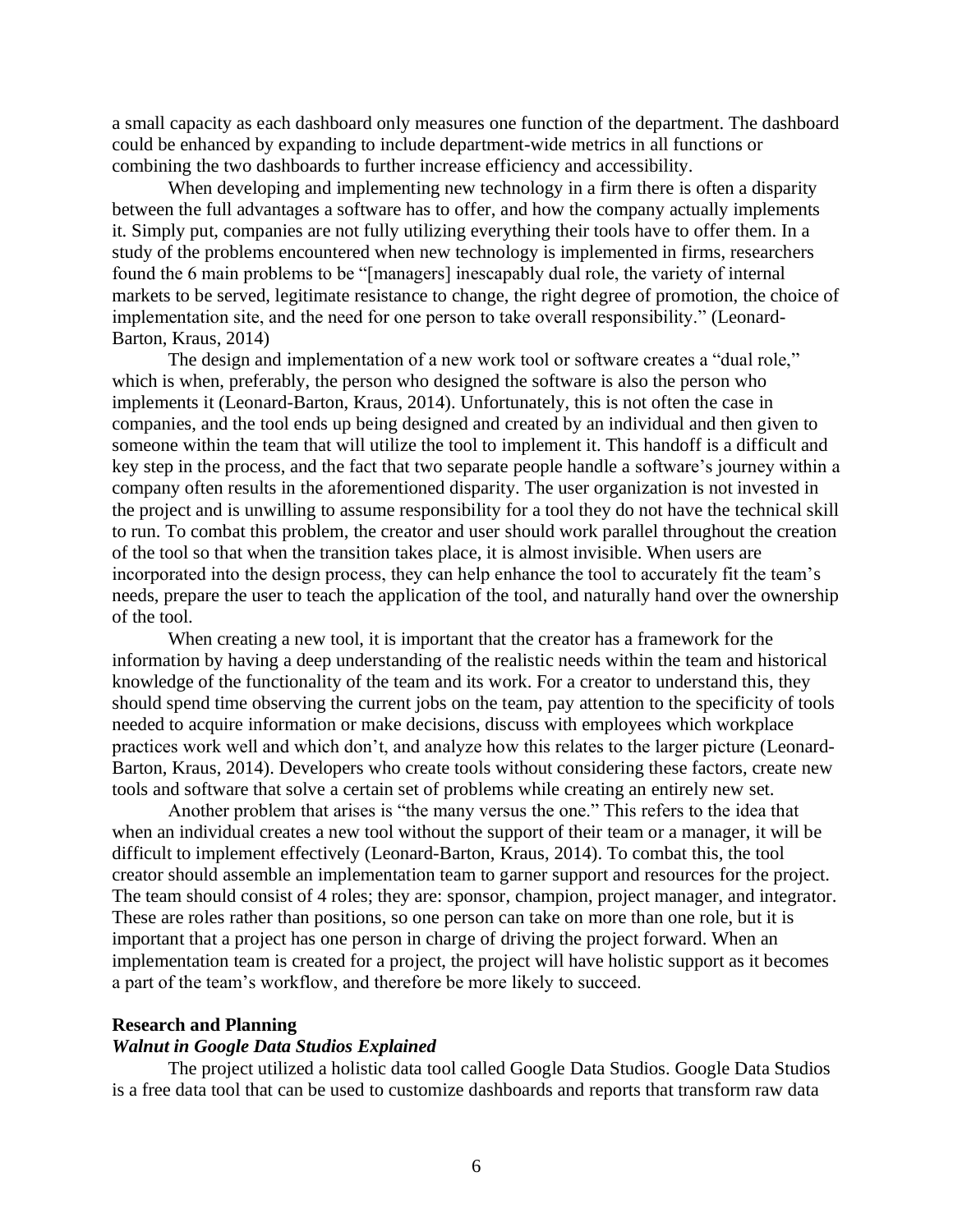a small capacity as each dashboard only measures one function of the department. The dashboard could be enhanced by expanding to include department-wide metrics in all functions or combining the two dashboards to further increase efficiency and accessibility.

When developing and implementing new technology in a firm there is often a disparity between the full advantages a software has to offer, and how the company actually implements it. Simply put, companies are not fully utilizing everything their tools have to offer them. In a study of the problems encountered when new technology is implemented in firms, researchers found the 6 main problems to be "[managers] inescapably dual role, the variety of internal markets to be served, legitimate resistance to change, the right degree of promotion, the choice of implementation site, and the need for one person to take overall responsibility." (Leonard-Barton, Kraus, 2014)

The design and implementation of a new work tool or software creates a "dual role," which is when, preferably, the person who designed the software is also the person who implements it (Leonard-Barton, Kraus, 2014). Unfortunately, this is not often the case in companies, and the tool ends up being designed and created by an individual and then given to someone within the team that will utilize the tool to implement it. This handoff is a difficult and key step in the process, and the fact that two separate people handle a software's journey within a company often results in the aforementioned disparity. The user organization is not invested in the project and is unwilling to assume responsibility for a tool they do not have the technical skill to run. To combat this problem, the creator and user should work parallel throughout the creation of the tool so that when the transition takes place, it is almost invisible. When users are incorporated into the design process, they can help enhance the tool to accurately fit the team's needs, prepare the user to teach the application of the tool, and naturally hand over the ownership of the tool.

When creating a new tool, it is important that the creator has a framework for the information by having a deep understanding of the realistic needs within the team and historical knowledge of the functionality of the team and its work. For a creator to understand this, they should spend time observing the current jobs on the team, pay attention to the specificity of tools needed to acquire information or make decisions, discuss with employees which workplace practices work well and which don't, and analyze how this relates to the larger picture (Leonard-Barton, Kraus, 2014). Developers who create tools without considering these factors, create new tools and software that solve a certain set of problems while creating an entirely new set.

Another problem that arises is "the many versus the one." This refers to the idea that when an individual creates a new tool without the support of their team or a manager, it will be difficult to implement effectively (Leonard-Barton, Kraus, 2014). To combat this, the tool creator should assemble an implementation team to garner support and resources for the project. The team should consist of 4 roles; they are: sponsor, champion, project manager, and integrator. These are roles rather than positions, so one person can take on more than one role, but it is important that a project has one person in charge of driving the project forward. When an implementation team is created for a project, the project will have holistic support as it becomes a part of the team's workflow, and therefore be more likely to succeed.

## Research and Planning

### *Walnut in Google Data Studios Explained*

The project utilized a holistic data tool called Google Data Studios. Google Data Studios is a free data tool that can be used to customize dashboards and reports that transform raw data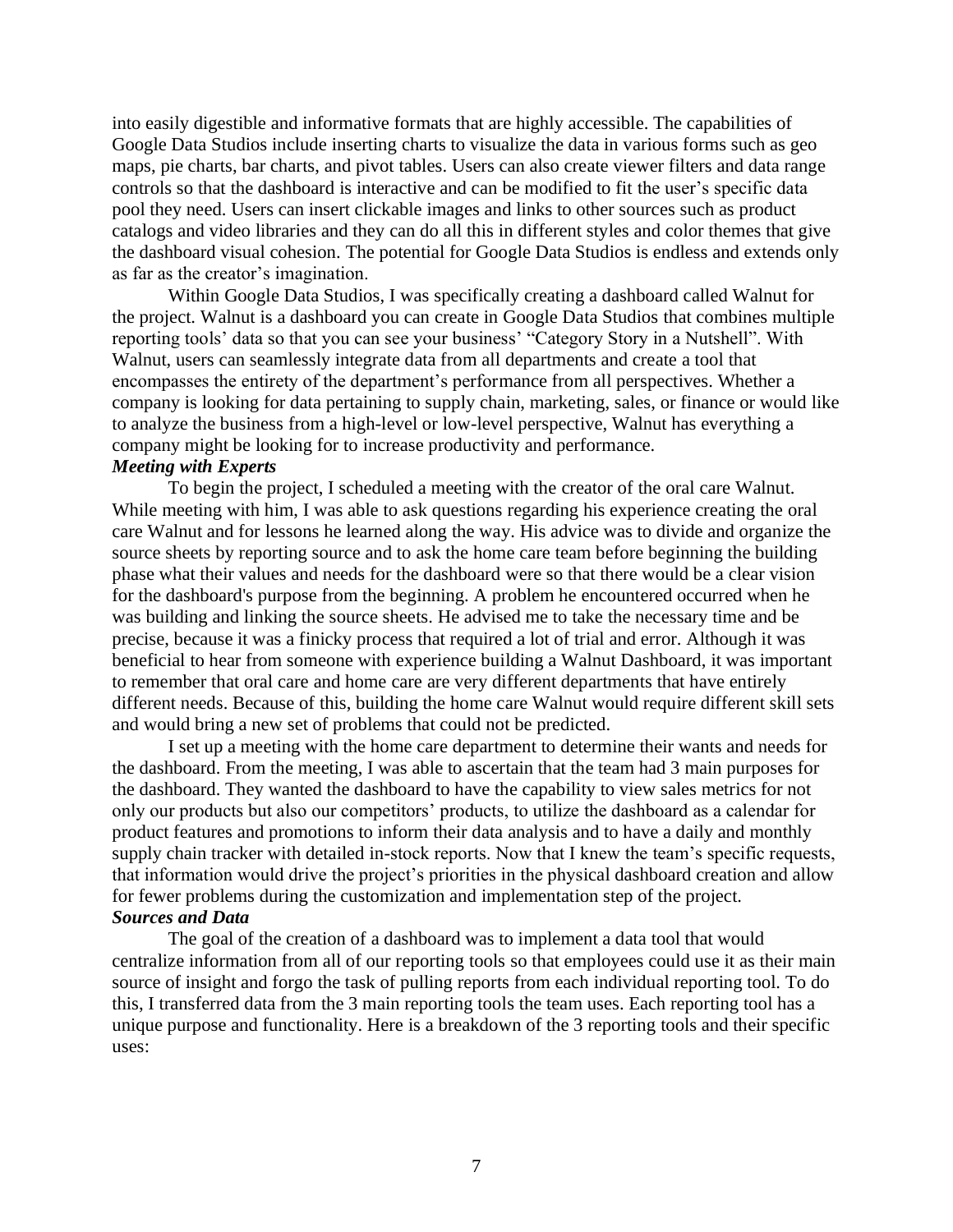into easily digestible and informative formats that are highly accessible. The capabilities of Google Data Studios include inserting charts to visualize the data in various forms such as geo maps, pie charts, bar charts, and pivot tables. Users can also create viewer filters and data range controls so that the dashboard is interactive and can be modified to fit the user's specific data pool they need. Users can insert clickable images and links to other sources such as product catalogs and video libraries and they can do all this in different styles and color themes that give the dashboard visual cohesion. The potential for Google Data Studios is endless and extends only as far as the creator's imagination.

Within Google Data Studios, I was specifically creating a dashboard called Walnut for the project. Walnut is a dashboard you can create in Google Data Studios that combines multiple reporting tools' data so that you can see your business' "Category Story in a Nutshell". With Walnut, users can seamlessly integrate data from all departments and create a tool that encompasses the entirety of the department's performance from all perspectives. Whether a company is looking for data pertaining to supply chain, marketing, sales, or finance or would like to analyze the business from a high-level or low-level perspective, Walnut has everything a company might be looking for to increase productivity and performance.

***Meeting with Experts***

To begin the project, I scheduled a meeting with the creator of the oral care Walnut. While meeting with him, I was able to ask questions regarding his experience creating the oral care Walnut and for lessons he learned along the way. His advice was to divide and organize the source sheets by reporting source and to ask the home care team before beginning the building phase what their values and needs for the dashboard were so that there would be a clear vision for the dashboard's purpose from the beginning. A problem he encountered occurred when he was building and linking the source sheets. He advised me to take the necessary time and be precise, because it was a finicky process that required a lot of trial and error. Although it was beneficial to hear from someone with experience building a Walnut Dashboard, it was important to remember that oral care and home care are very different departments that have entirely different needs. Because of this, building the home care Walnut would require different skill sets and would bring a new set of problems that could not be predicted.

I set up a meeting with the home care department to determine their wants and needs for the dashboard. From the meeting, I was able to ascertain that the team had 3 main purposes for the dashboard. They wanted the dashboard to have the capability to view sales metrics for not only our products but also our competitors' products, to utilize the dashboard as a calendar for product features and promotions to inform their data analysis and to have a daily and monthly supply chain tracker with detailed in-stock reports. Now that I knew the team's specific requests, that information would drive the project's priorities in the physical dashboard creation and allow for fewer problems during the customization and implementation step of the project.

***Sources and Data***

The goal of the creation of a dashboard was to implement a data tool that would centralize information from all of our reporting tools so that employees could use it as their main source of insight and forgo the task of pulling reports from each individual reporting tool. To do this, I transferred data from the 3 main reporting tools the team uses. Each reporting tool has a unique purpose and functionality. Here is a breakdown of the 3 reporting tools and their specific uses: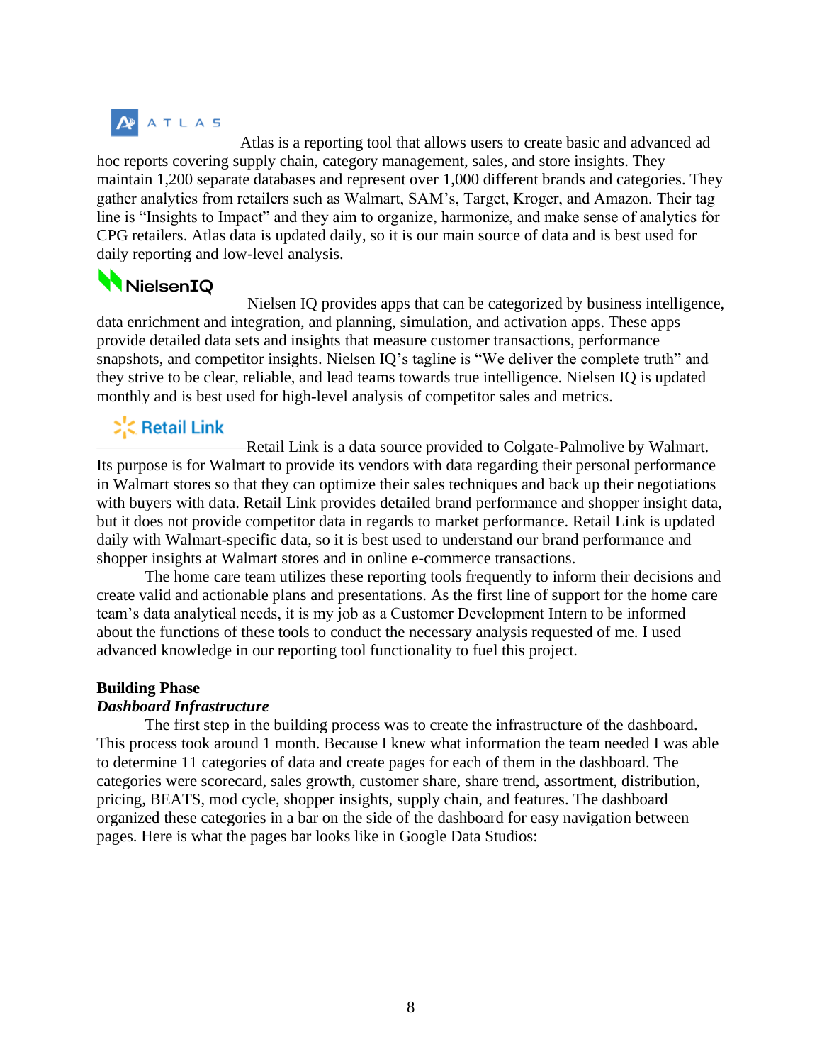ATLAS

Atlas is a reporting tool that allows users to create basic and advanced ad hoc reports covering supply chain, category management, sales, and store insights. They maintain 1,200 separate databases and represent over 1,000 different brands and categories. They gather analytics from retailers such as Walmart, SAM's, Target, Kroger, and Amazon. Their tag line is "Insights to Impact" and they aim to organize, harmonize, and make sense of analytics for CPG retailers. Atlas data is updated daily, so it is our main source of data and is best used for daily reporting and low-level analysis.

NielsenIQ

Nielsen IQ provides apps that can be categorized by business intelligence, data enrichment and integration, and planning, simulation, and activation apps. These apps provide detailed data sets and insights that measure customer transactions, performance snapshots, and competitor insights. Nielsen IQ's tagline is "We deliver the complete truth" and they strive to be clear, reliable, and lead teams towards true intelligence. Nielsen IQ is updated monthly and is best used for high-level analysis of competitor sales and metrics.

Retail Link

Retail Link is a data source provided to Colgate-Palmolive by Walmart. Its purpose is for Walmart to provide its vendors with data regarding their personal performance in Walmart stores so that they can optimize their sales techniques and back up their negotiations with buyers with data. Retail Link provides detailed brand performance and shopper insight data, but it does not provide competitor data in regards to market performance. Retail Link is updated daily with Walmart-specific data, so it is best used to understand our brand performance and shopper insights at Walmart stores and in online e-commerce transactions.

The home care team utilizes these reporting tools frequently to inform their decisions and create valid and actionable plans and presentations. As the first line of support for the home care team's data analytical needs, it is my job as a Customer Development Intern to be informed about the functions of these tools to conduct the necessary analysis requested of me. I used advanced knowledge in our reporting tool functionality to fuel this project.

**Building Phase**

***Dashboard Infrastructure***

The first step in the building process was to create the infrastructure of the dashboard. This process took around 1 month. Because I knew what information the team needed I was able to determine 11 categories of data and create pages for each of them in the dashboard. The categories were scorecard, sales growth, customer share, share trend, assortment, distribution, pricing, BEATS, mod cycle, shopper insights, supply chain, and features. The dashboard organized these categories in a bar on the side of the dashboard for easy navigation between pages. Here is what the pages bar looks like in Google Data Studios: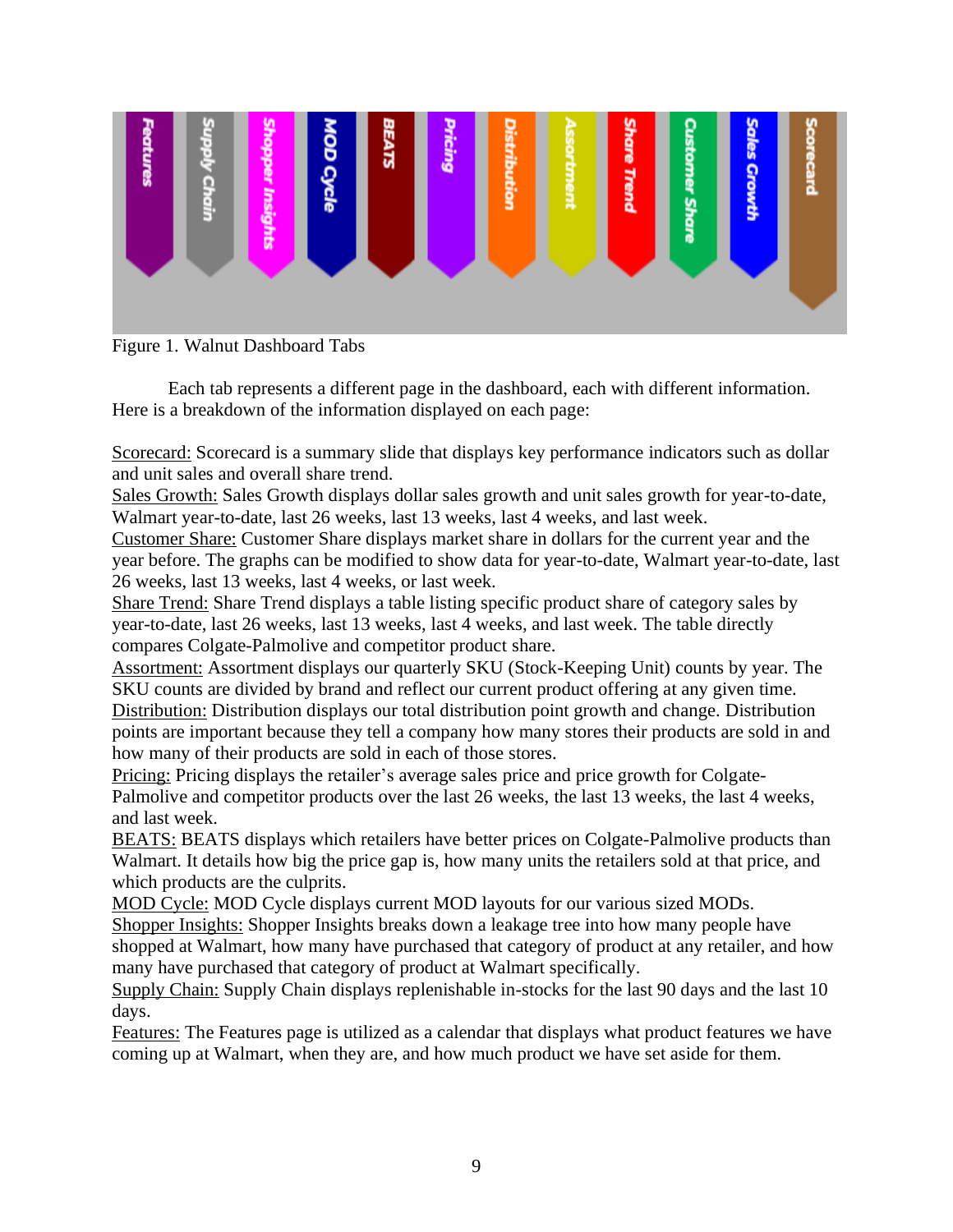Figure 1. Walnut Dashboard Tabs

Each tab represents a different page in the dashboard, each with different information. Here is a breakdown of the information displayed on each page:

Scorecard: Scorecard is a summary slide that displays key performance indicators such as dollar and unit sales and overall share trend.
Sales Growth: Sales Growth displays dollar sales growth and unit sales growth for year-to-date, Walmart year-to-date, last 26 weeks, last 13 weeks, last 4 weeks, and last week.
Customer Share: Customer Share displays market share in dollars for the current year and the year before. The graphs can be modified to show data for year-to-date, Walmart year-to-date, last 26 weeks, last 13 weeks, last 4 weeks, or last week.
Share Trend: Share Trend displays a table listing specific product share of category sales by year-to-date, last 26 weeks, last 13 weeks, last 4 weeks, and last week. The table directly compares Colgate-Palmolive and competitor product share.
Assortment: Assortment displays our quarterly SKU (Stock-Keeping Unit) counts by year. The SKU counts are divided by brand and reflect our current product offering at any given time.
Distribution: Distribution displays our total distribution point growth and change. Distribution points are important because they tell a company how many stores their products are sold in and how many of their products are sold in each of those stores.
Pricing: Pricing displays the retailer's average sales price and price growth for Colgate-Palmolive and competitor products over the last 26 weeks, the last 13 weeks, the last 4 weeks, and last week.
BEATS: BEATS displays which retailers have better prices on Colgate-Palmolive products than Walmart. It details how big the price gap is, how many units the retailers sold at that price, and which products are the culprits.
MOD Cycle: MOD Cycle displays current MOD layouts for our various sized MODs.
Shopper Insights: Shopper Insights breaks down a leakage tree into how many people have shopped at Walmart, how many have purchased that category of product at any retailer, and how many have purchased that category of product at Walmart specifically.
Supply Chain: Supply Chain displays replenishable in-stocks for the last 90 days and the last 10 days.
Features: The Features page is utilized as a calendar that displays what product features we have coming up at Walmart, when they are, and how much product we have set aside for them.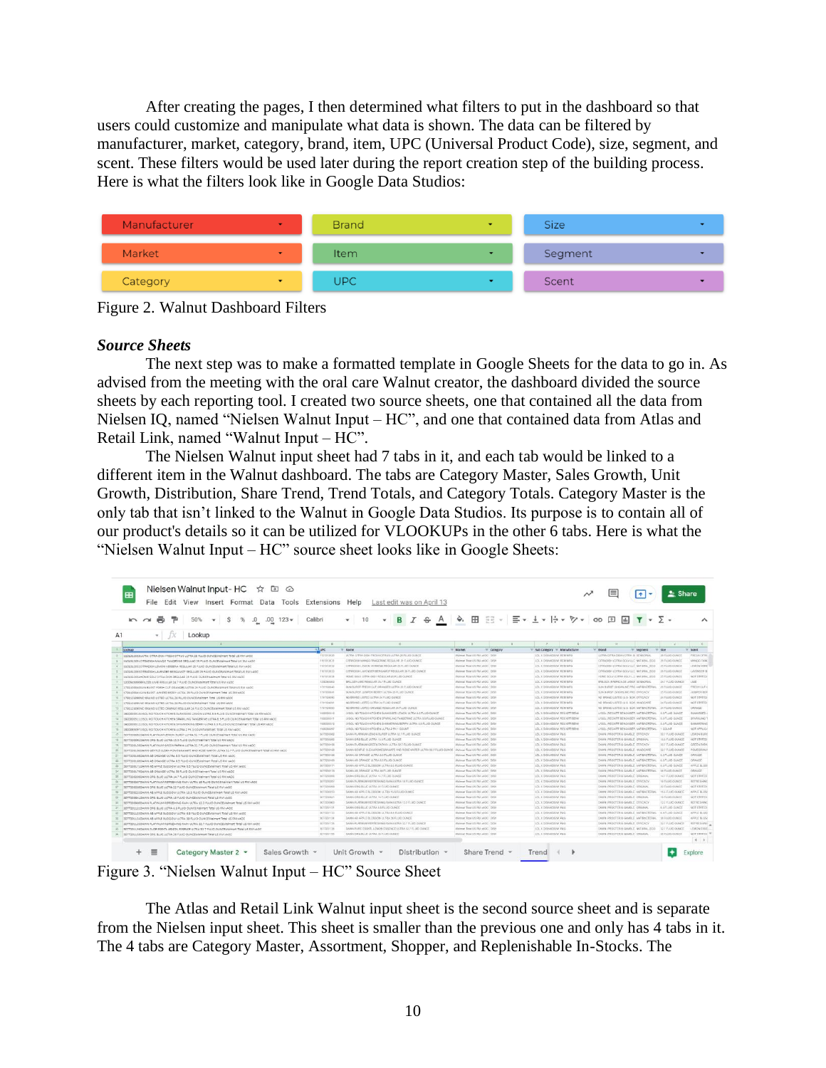After creating the pages, I then determined what filters to put in the dashboard so that users could customize and manipulate what data is shown. The data can be filtered by manufacturer, market, category, brand, item, UPC (Universal Product Code), size, segment, and scent. These filters would be used later during the report creation step of the building process. Here is what the filters look like in Google Data Studios:

Figure 2. Walnut Dashboard Filters

### *Source Sheets*

The next step was to make a formatted template in Google Sheets for the data to go in. As advised from the meeting with the oral care Walnut creator, the dashboard divided the source sheets by each reporting tool. I created two source sheets, one that contained all the data from Nielsen IQ, named "Nielsen Walnut Input – HC", and one that contained data from Atlas and Retail Link, named "Walnut Input – HC".

The Nielsen Walnut input sheet had 7 tabs in it, and each tab would be linked to a different item in the Walnut dashboard. The tabs are Category Master, Sales Growth, Unit Growth, Distribution, Share Trend, Trend Totals, and Category Totals. Category Master is the only tab that isn't linked to the Walnut in Google Data Studios. Its purpose is to contain all of our product's details so it can be utilized for VLOOKUPs in the other 6 tabs. Here is what the "Nielsen Walnut Input – HC" source sheet looks like in Google Sheets:

Figure 3. "Nielsen Walnut Input – HC" Source Sheet

The Atlas and Retail Link Walnut input sheet is the second source sheet and is separate from the Nielsen input sheet. This sheet is smaller than the previous one and only has 4 tabs in it. The 4 tabs are Category Master, Assortment, Shopper, and Replenishable In-Stocks. The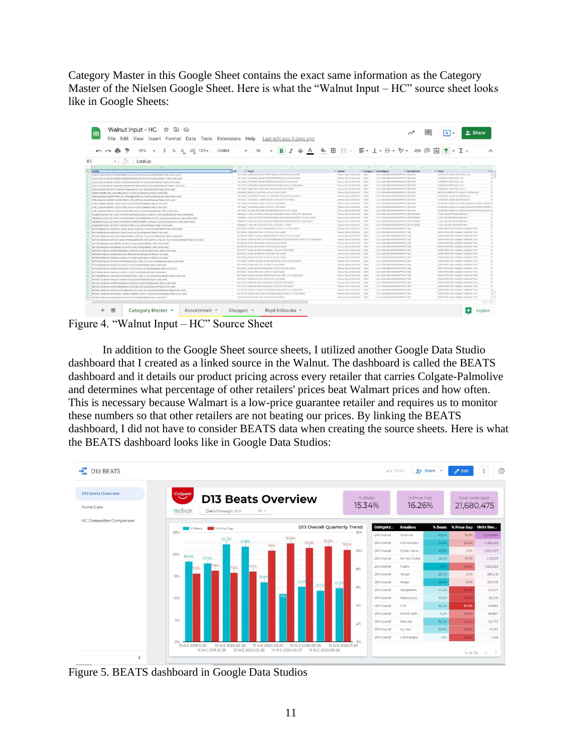Category Master in this Google Sheet contains the exact same information as the Category Master of the Nielsen Google Sheet. Here is what the "Walnut Input – HC" source sheet looks like in Google Sheets:

Figure 4. "Walnut Input – HC" Source Sheet

In addition to the Google Sheet source sheets, I utilized another Google Data Studio dashboard that I created as a linked source in the Walnut. The dashboard is called the BEATS dashboard and it details our product pricing across every retailer that carries Colgate-Palmolive and determines what percentage of other retailers' prices beat Walmart prices and how often. This is necessary because Walmart is a low-price guarantee retailer and requires us to monitor these numbers so that other retailers are not beating our prices. By linking the BEATS dashboard, I did not have to consider BEATS data when creating the source sheets. Here is what the BEATS dashboard looks like in Google Data Studios:

Figure 5. BEATS dashboard in Google Data Studios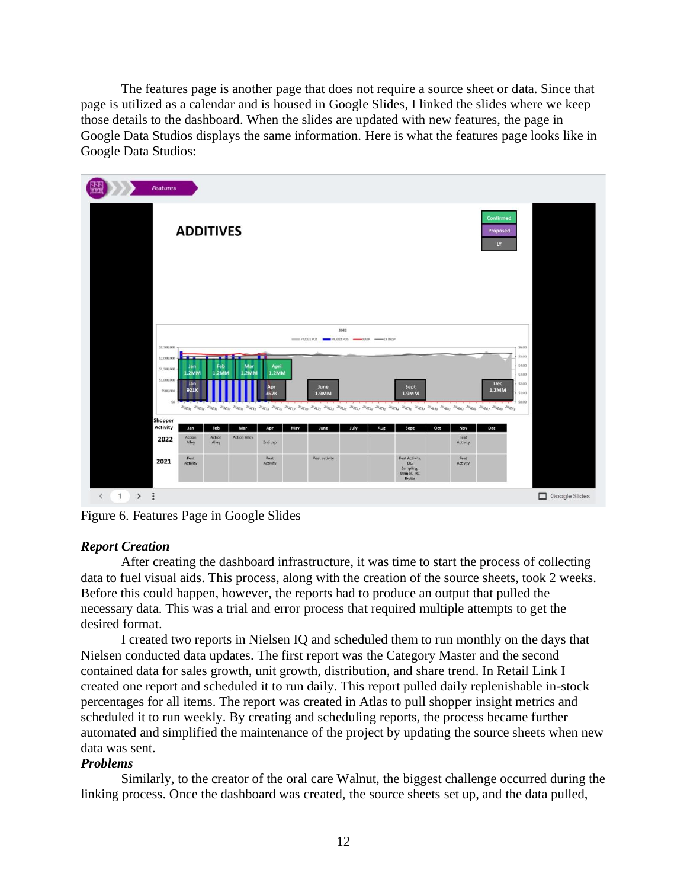The features page is another page that does not require a source sheet or data. Since that page is utilized as a calendar and is housed in Google Slides, I linked the slides where we keep those details to the dashboard. When the slides are updated with new features, the page in Google Data Studios displays the same information. Here is what the features page looks like in Google Data Studios:

Figure 6. Features Page in Google Slides

### *Report Creation*

After creating the dashboard infrastructure, it was time to start the process of collecting data to fuel visual aids. This process, along with the creation of the source sheets, took 2 weeks. Before this could happen, however, the reports had to produce an output that pulled the necessary data. This was a trial and error process that required multiple attempts to get the desired format.

I created two reports in Nielsen IQ and scheduled them to run monthly on the days that Nielsen conducted data updates. The first report was the Category Master and the second contained data for sales growth, unit growth, distribution, and share trend. In Retail Link I created one report and scheduled it to run daily. This report pulled daily replenishable in-stock percentages for all items. The report was created in Atlas to pull shopper insight metrics and scheduled it to run weekly. By creating and scheduling reports, the process became further automated and simplified the maintenance of the project by updating the source sheets when new data was sent.

### *Problems*

Similarly, to the creator of the oral care Walnut, the biggest challenge occurred during the linking process. Once the dashboard was created, the source sheets set up, and the data pulled,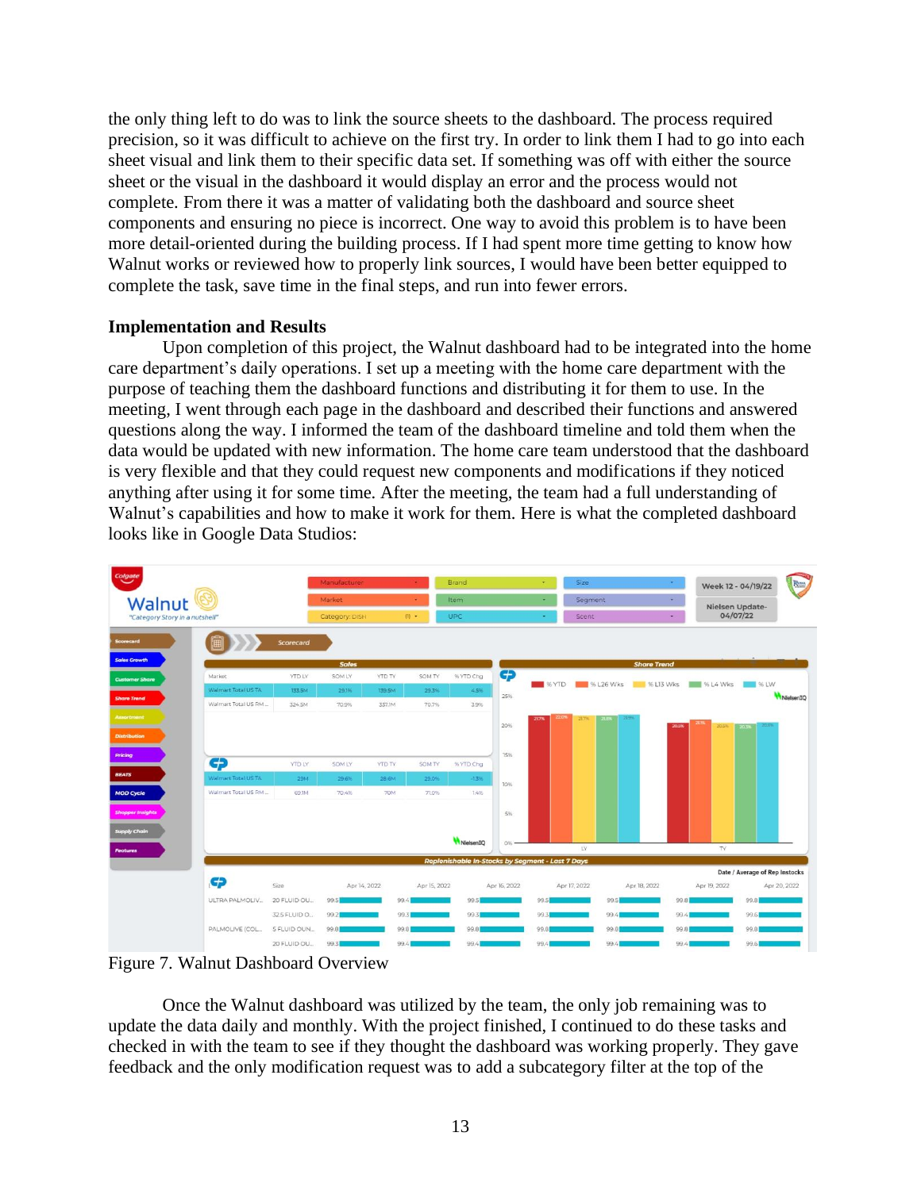the only thing left to do was to link the source sheets to the dashboard. The process required precision, so it was difficult to achieve on the first try. In order to link them I had to go into each sheet visual and link them to their specific data set. If something was off with either the source sheet or the visual in the dashboard it would display an error and the process would not complete. From there it was a matter of validating both the dashboard and source sheet components and ensuring no piece is incorrect. One way to avoid this problem is to have been more detail-oriented during the building process. If I had spent more time getting to know how Walnut works or reviewed how to properly link sources, I would have been better equipped to complete the task, save time in the final steps, and run into fewer errors.

**Implementation and Results**

Upon completion of this project, the Walnut dashboard had to be integrated into the home care department's daily operations. I set up a meeting with the home care department with the purpose of teaching them the dashboard functions and distributing it for them to use. In the meeting, I went through each page in the dashboard and described their functions and answered questions along the way. I informed the team of the dashboard timeline and told them when the data would be updated with new information. The home care team understood that the dashboard is very flexible and that they could request new components and modifications if they noticed anything after using it for some time. After the meeting, the team had a full understanding of Walnut's capabilities and how to make it work for them. Here is what the completed dashboard looks like in Google Data Studios:

Figure 7. Walnut Dashboard Overview

Once the Walnut dashboard was utilized by the team, the only job remaining was to update the data daily and monthly. With the project finished, I continued to do these tasks and checked in with the team to see if they thought the dashboard was working properly. They gave feedback and the only modification request was to add a subcategory filter at the top of the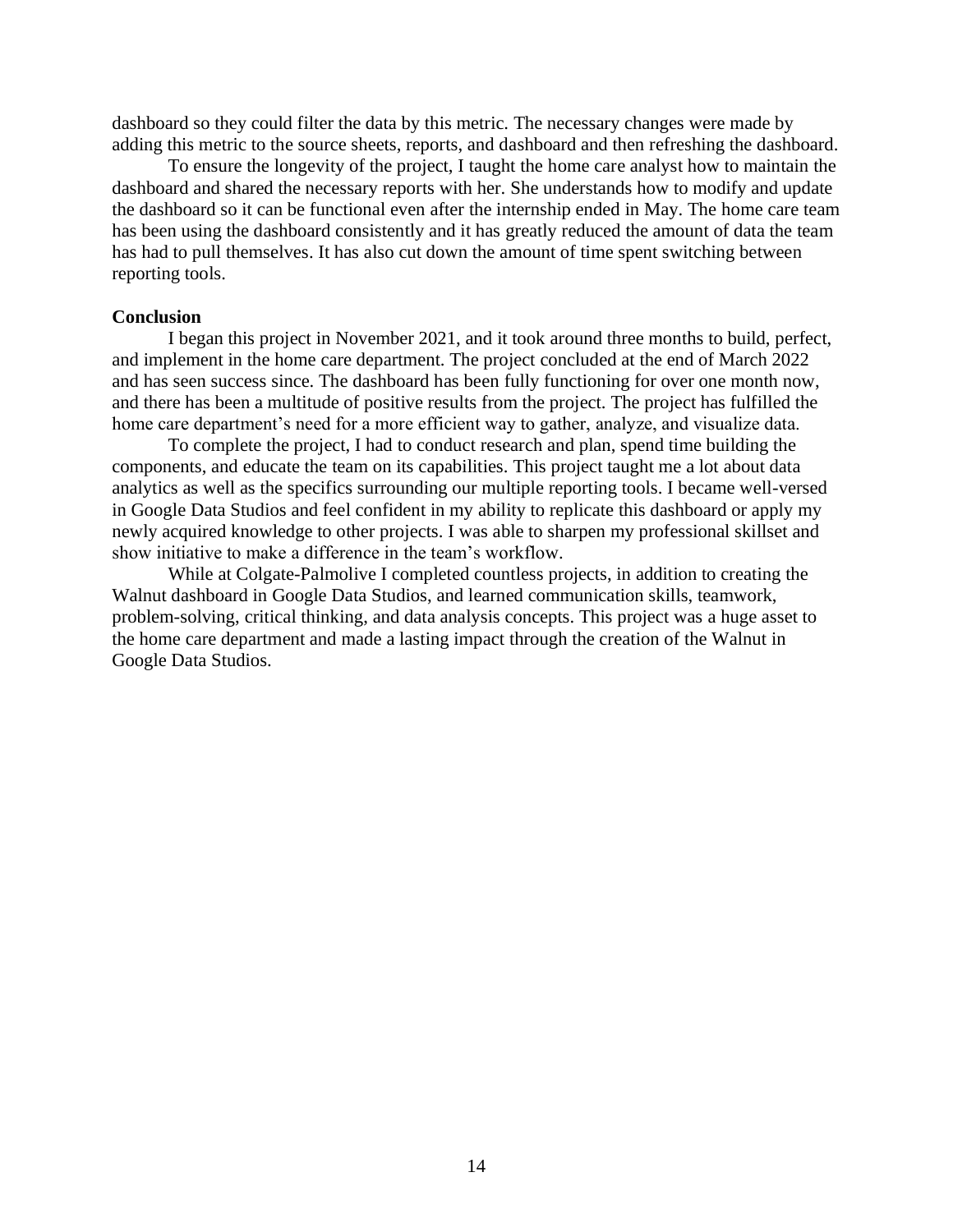dashboard so they could filter the data by this metric. The necessary changes were made by adding this metric to the source sheets, reports, and dashboard and then refreshing the dashboard.

To ensure the longevity of the project, I taught the home care analyst how to maintain the dashboard and shared the necessary reports with her. She understands how to modify and update the dashboard so it can be functional even after the internship ended in May. The home care team has been using the dashboard consistently and it has greatly reduced the amount of data the team has had to pull themselves. It has also cut down the amount of time spent switching between reporting tools.

**Conclusion**

I began this project in November 2021, and it took around three months to build, perfect, and implement in the home care department. The project concluded at the end of March 2022 and has seen success since. The dashboard has been fully functioning for over one month now, and there has been a multitude of positive results from the project. The project has fulfilled the home care department's need for a more efficient way to gather, analyze, and visualize data.

To complete the project, I had to conduct research and plan, spend time building the components, and educate the team on its capabilities. This project taught me a lot about data analytics as well as the specifics surrounding our multiple reporting tools. I became well-versed in Google Data Studios and feel confident in my ability to replicate this dashboard or apply my newly acquired knowledge to other projects. I was able to sharpen my professional skillset and show initiative to make a difference in the team's workflow.

While at Colgate-Palmolive I completed countless projects, in addition to creating the Walnut dashboard in Google Data Studios, and learned communication skills, teamwork, problem-solving, critical thinking, and data analysis concepts. This project was a huge asset to the home care department and made a lasting impact through the creation of the Walnut in Google Data Studios.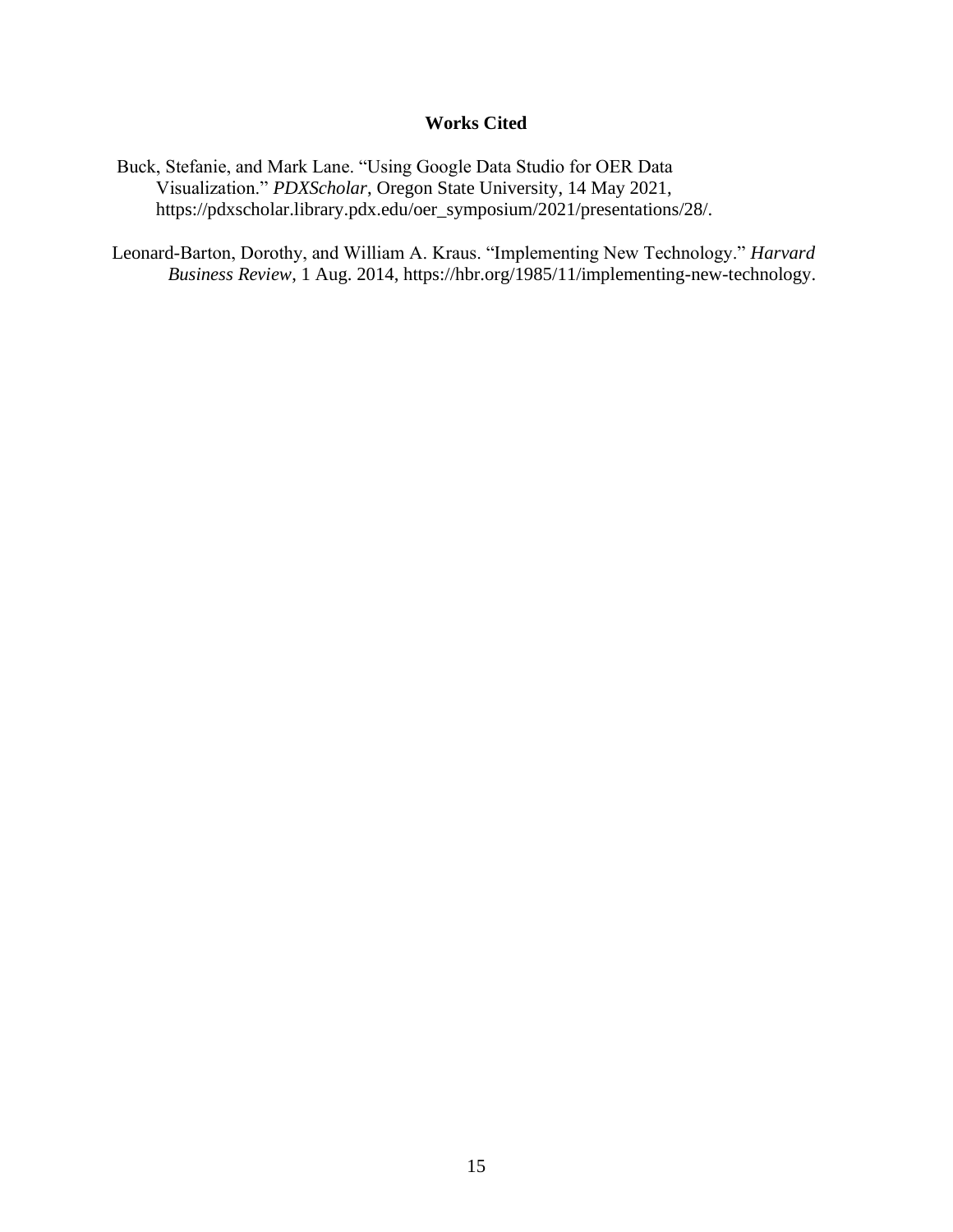**Works Cited**

Buck, Stefanie, and Mark Lane. "Using Google Data Studio for OER Data Visualization." *PDXScholar*, Oregon State University, 14 May 2021, https://pdxscholar.library.pdx.edu/oer_symposium/2021/presentations/28/.

Leonard-Barton, Dorothy, and William A. Kraus. "Implementing New Technology." *Harvard Business Review*, 1 Aug. 2014, https://hbr.org/1985/11/implementing-new-technology.